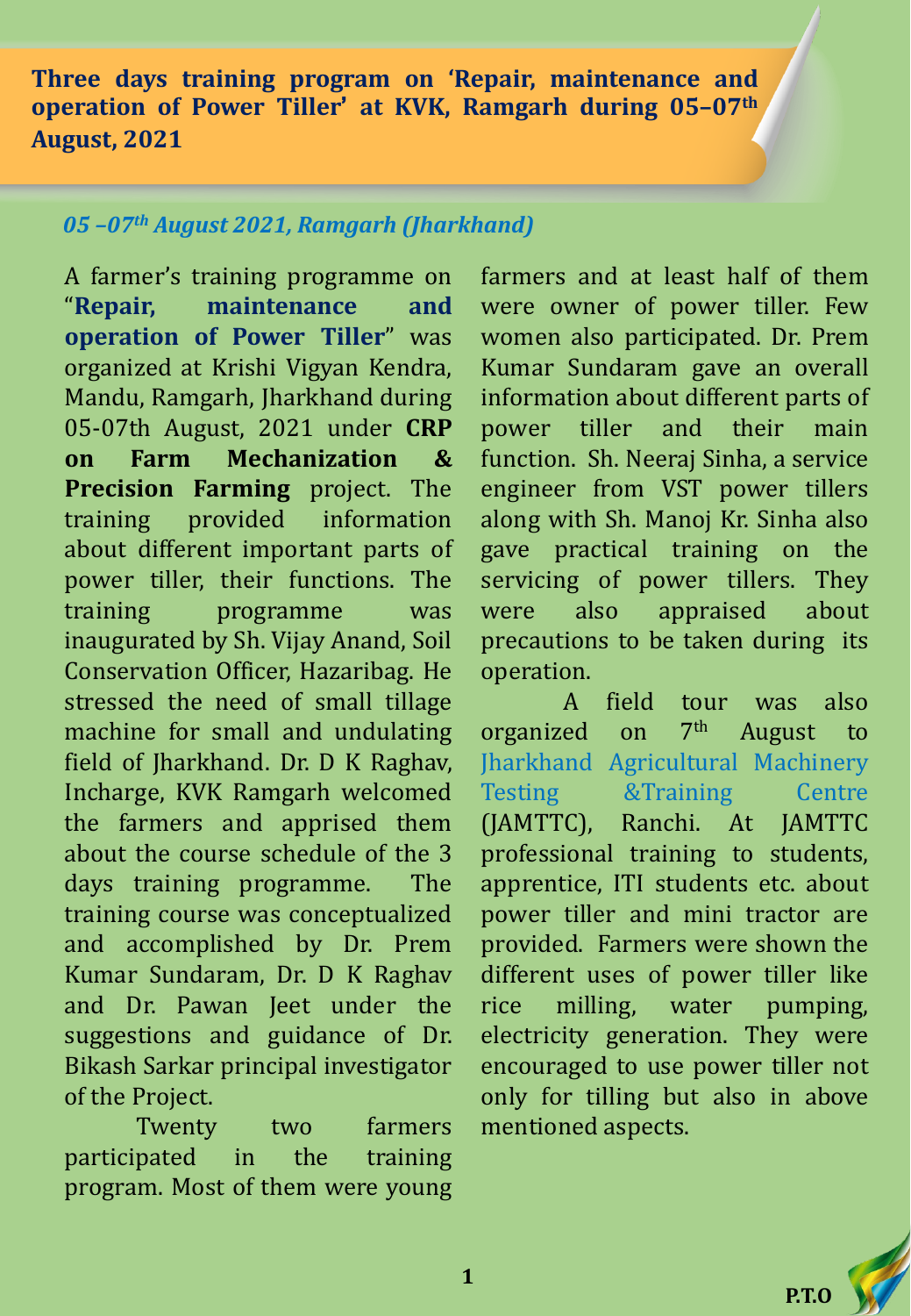# Three days training program on 'Repair, maintenance and operation of Power Tiller' at KVK, Ramgarh during 05–07th August, 2021

***05 –07th August 2021, Ramgarh (Jharkhand)***

A farmer's training programme on "**Repair, maintenance and operation of Power Tiller**" was organized at Krishi Vigyan Kendra, Mandu, Ramgarh, Jharkhand during 05-07th August, 2021 under **CRP on Farm Mechanization & Precision Farming** project. The training provided information about different important parts of power tiller, their functions. The training programme was inaugurated by Sh. Vijay Anand, Soil Conservation Officer, Hazaribag. He stressed the need of small tillage machine for small and undulating field of Jharkhand. Dr. D K Raghav, Incharge, KVK Ramgarh welcomed the farmers and apprised them about the course schedule of the 3 days training programme. The training course was conceptualized and accomplished by Dr. Prem Kumar Sundaram, Dr. D K Raghav and Dr. Pawan Jeet under the suggestions and guidance of Dr. Bikash Sarkar principal investigator of the Project.

Twenty two farmers participated in the training program. Most of them were young farmers and at least half of them were owner of power tiller. Few women also participated. Dr. Prem Kumar Sundaram gave an overall information about different parts of power tiller and their main function. Sh. Neeraj Sinha, a service engineer from VST power tillers along with Sh. Manoj Kr. Sinha also gave practical training on the servicing of power tillers. They were also appraised about precautions to be taken during its operation.

A field tour was also organized on 7th August to Jharkhand Agricultural Machinery Testing &Training Centre (JAMTTC), Ranchi. At JAMTTC professional training to students, apprentice, ITI students etc. about power tiller and mini tractor are provided. Farmers were shown the different uses of power tiller like rice milling, water pumping, electricity generation. They were encouraged to use power tiller not only for tilling but also in above mentioned aspects.

**P.T.O**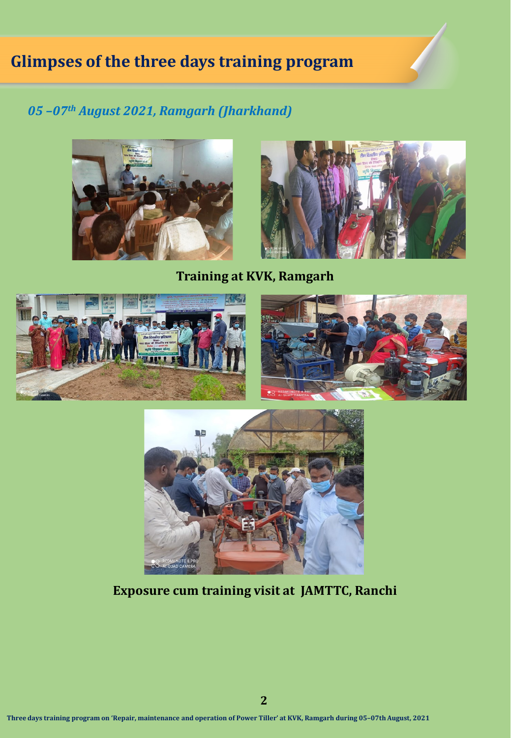# Glimpses of the three days training program

*05 –07th August 2021, Ramgarh (Jharkhand)*

**Training at KVK, Ramgarh**

**Exposure cum training visit at JAMTTC, Ranchi**